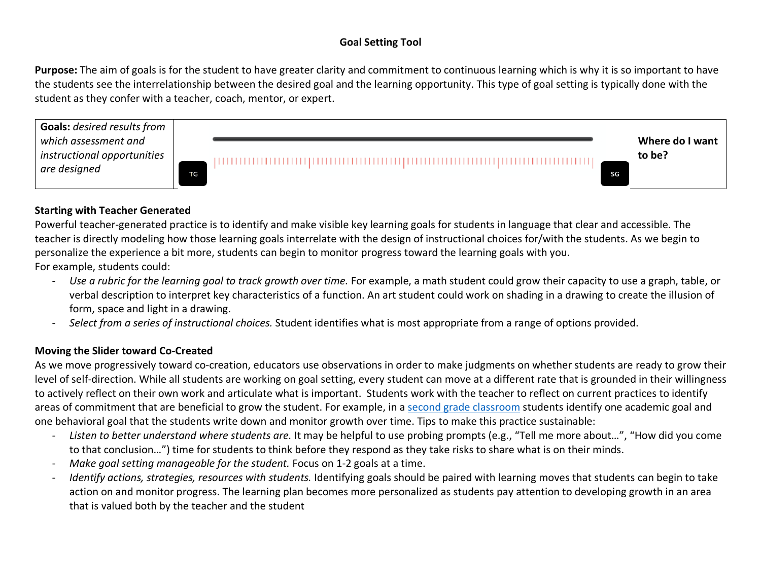# Goal Setting Tool

**Purpose:** The aim of goals is for the student to have greater clarity and commitment to continuous learning which is why it is so important to have the students see the interrelationship between the desired goal and the learning opportunity. This type of goal setting is typically done with the student as they confer with a teacher, coach, mentor, or expert.

| **Goals:** *desired results from which assessment and instructional opportunities are designed* | TG ———————————————————— SG | **Where do I want to be?** |
|---|---|---|

### Starting with Teacher Generated

Powerful teacher-generated practice is to identify and make visible key learning goals for students in language that clear and accessible. The teacher is directly modeling how those learning goals interrelate with the design of instructional choices for/with the students. As we begin to personalize the experience a bit more, students can begin to monitor progress toward the learning goals with you.

For example, students could:

- *Use a rubric for the learning goal to track growth over time.* For example, a math student could grow their capacity to use a graph, table, or verbal description to interpret key characteristics of a function. An art student could work on shading in a drawing to create the illusion of form, space and light in a drawing.
- *Select from a series of instructional choices.* Student identifies what is most appropriate from a range of options provided.

### Moving the Slider toward Co-Created

As we move progressively toward co-creation, educators use observations in order to make judgments on whether students are ready to grow their level of self-direction. While all students are working on goal setting, every student can move at a different rate that is grounded in their willingness to actively reflect on their own work and articulate what is important. Students work with the teacher to reflect on current practices to identify areas of commitment that are beneficial to grow the student. For example, in a second grade classroom students identify one academic goal and one behavioral goal that the students write down and monitor growth over time. Tips to make this practice sustainable:

- *Listen to better understand where students are.* It may be helpful to use probing prompts (e.g., "Tell me more about…", "How did you come to that conclusion…") time for students to think before they respond as they take risks to share what is on their minds.
- *Make goal setting manageable for the student.* Focus on 1-2 goals at a time.
- *Identify actions, strategies, resources with students.* Identifying goals should be paired with learning moves that students can begin to take action on and monitor progress. The learning plan becomes more personalized as students pay attention to developing growth in an area that is valued both by the teacher and the student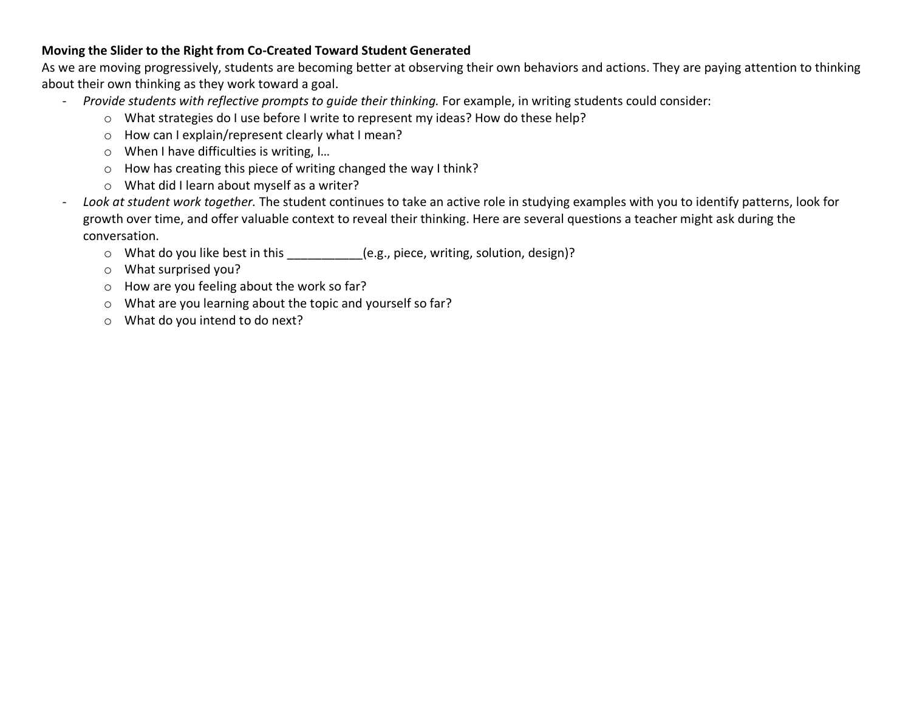**Moving the Slider to the Right from Co-Created Toward Student Generated**

As we are moving progressively, students are becoming better at observing their own behaviors and actions. They are paying attention to thinking about their own thinking as they work toward a goal.

- *Provide students with reflective prompts to guide their thinking.* For example, in writing students could consider:
  - What strategies do I use before I write to represent my ideas? How do these help?
  - How can I explain/represent clearly what I mean?
  - When I have difficulties is writing, I…
  - How has creating this piece of writing changed the way I think?
  - What did I learn about myself as a writer?
- *Look at student work together.* The student continues to take an active role in studying examples with you to identify patterns, look for growth over time, and offer valuable context to reveal their thinking. Here are several questions a teacher might ask during the conversation.
  - What do you like best in this ___________(e.g., piece, writing, solution, design)?
  - What surprised you?
  - How are you feeling about the work so far?
  - What are you learning about the topic and yourself so far?
  - What do you intend to do next?